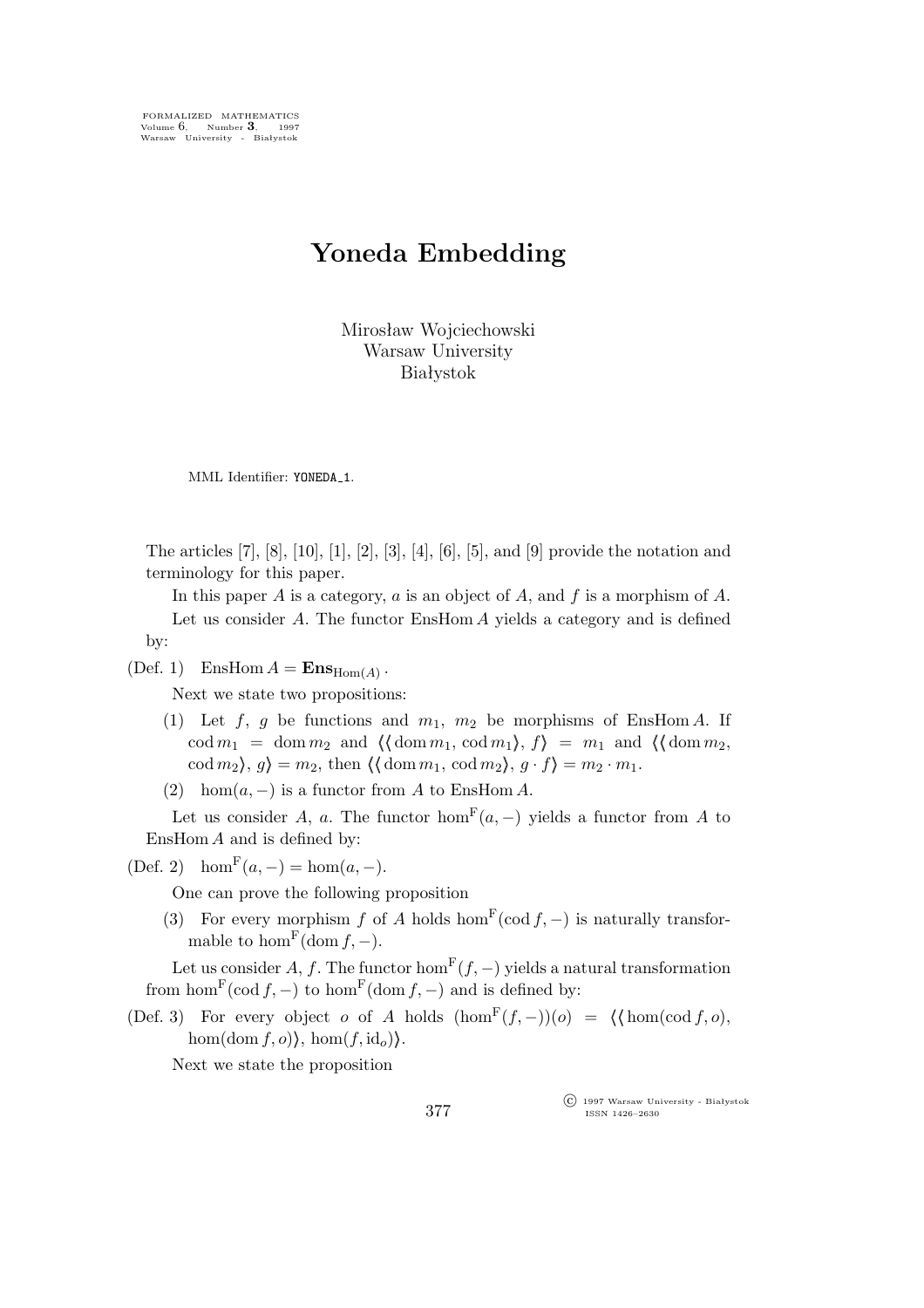# Yoneda Embedding

Mirosław Wojciechowski
Warsaw University
Białystok

MML Identifier: YONEDA_1.

The articles [7], [8], [10], [1], [2], [3], [4], [6], [5], and [9] provide the notation and terminology for this paper.

In this paper $A$ is a category, $a$ is an object of $A$, and $f$ is a morphism of $A$.

Let us consider $A$. The functor EnsHom $A$ yields a category and is defined by:

(Def. 1) $\quad \text{EnsHom}\, A = \mathbf{Ens}_{\text{Hom}(A)}$.

Next we state two propositions:

(1) Let $f$, $g$ be functions and $m_1$, $m_2$ be morphisms of EnsHom $A$. If $\text{cod}\, m_1 = \text{dom}\, m_2$ and $\langle\langle \text{dom}\, m_1, \text{cod}\, m_1 \rangle, f\rangle = m_1$ and $\langle\langle \text{dom}\, m_2, \text{cod}\, m_2 \rangle, g\rangle = m_2$, then $\langle\langle \text{dom}\, m_1, \text{cod}\, m_2 \rangle, g \cdot f\rangle = m_2 \cdot m_1$.

(2) $\text{hom}(a, -)$ is a functor from $A$ to EnsHom $A$.

Let us consider $A$, $a$. The functor $\text{hom}^{\text{F}}(a, -)$ yields a functor from $A$ to EnsHom $A$ and is defined by:

(Def. 2) $\quad \text{hom}^{\text{F}}(a, -) = \text{hom}(a, -)$.

One can prove the following proposition

(3) For every morphism $f$ of $A$ holds $\text{hom}^{\text{F}}(\text{cod}\, f, -)$ is naturally transformable to $\text{hom}^{\text{F}}(\text{dom}\, f, -)$.

Let us consider $A$, $f$. The functor $\text{hom}^{\text{F}}(f, -)$ yields a natural transformation from $\text{hom}^{\text{F}}(\text{cod}\, f, -)$ to $\text{hom}^{\text{F}}(\text{dom}\, f, -)$ and is defined by:

(Def. 3) For every object $o$ of $A$ holds $(\text{hom}^{\text{F}}(f, -))(o) = \langle\langle \text{hom}(\text{cod}\, f, o), \text{hom}(\text{dom}\, f, o)\rangle, \text{hom}(f, \text{id}_o)\rangle$.

Next we state the proposition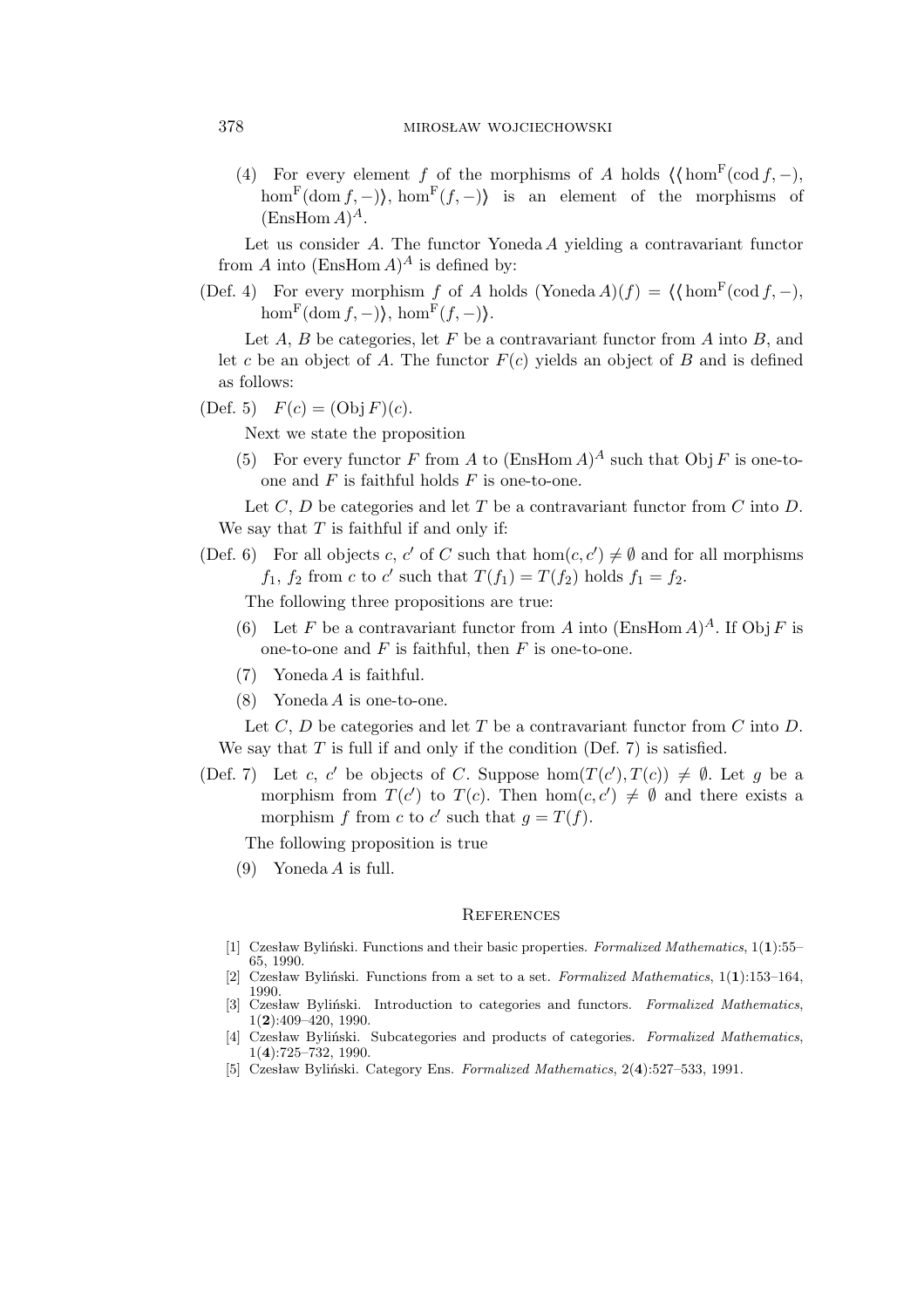(4) For every element $f$ of the morphisms of $A$ holds $\langle\langle \hom^{\mathrm{F}}(\mathrm{cod}\, f, -), \hom^{\mathrm{F}}(\mathrm{dom}\, f, -)\rangle, \hom^{\mathrm{F}}(f, -)\rangle$ is an element of the morphisms of $(\mathrm{EnsHom}\, A)^{A}$.

Let us consider $A$. The functor $\mathrm{Yoneda}\, A$ yielding a contravariant functor from $A$ into $(\mathrm{EnsHom}\, A)^{A}$ is defined by:

(Def. 4) For every morphism $f$ of $A$ holds $(\mathrm{Yoneda}\, A)(f) = \langle\langle \hom^{\mathrm{F}}(\mathrm{cod}\, f, -), \hom^{\mathrm{F}}(\mathrm{dom}\, f, -)\rangle, \hom^{\mathrm{F}}(f, -)\rangle$.

Let $A$, $B$ be categories, let $F$ be a contravariant functor from $A$ into $B$, and let $c$ be an object of $A$. The functor $F(c)$ yields an object of $B$ and is defined as follows:

(Def. 5) $F(c) = (\mathrm{Obj}\, F)(c)$.

Next we state the proposition

(5) For every functor $F$ from $A$ to $(\mathrm{EnsHom}\, A)^{A}$ such that $\mathrm{Obj}\, F$ is one-to-one and $F$ is faithful holds $F$ is one-to-one.

Let $C$, $D$ be categories and let $T$ be a contravariant functor from $C$ into $D$. We say that $T$ is faithful if and only if:

(Def. 6) For all objects $c$, $c'$ of $C$ such that $\hom(c, c') \neq \emptyset$ and for all morphisms $f_1$, $f_2$ from $c$ to $c'$ such that $T(f_1) = T(f_2)$ holds $f_1 = f_2$.

The following three propositions are true:

(6) Let $F$ be a contravariant functor from $A$ into $(\mathrm{EnsHom}\, A)^{A}$. If $\mathrm{Obj}\, F$ is one-to-one and $F$ is faithful, then $F$ is one-to-one.

(7) $\mathrm{Yoneda}\, A$ is faithful.

(8) $\mathrm{Yoneda}\, A$ is one-to-one.

Let $C$, $D$ be categories and let $T$ be a contravariant functor from $C$ into $D$. We say that $T$ is full if and only if the condition (Def. 7) is satisfied.

(Def. 7) Let $c$, $c'$ be objects of $C$. Suppose $\hom(T(c'), T(c)) \neq \emptyset$. Let $g$ be a morphism from $T(c')$ to $T(c)$. Then $\hom(c, c') \neq \emptyset$ and there exists a morphism $f$ from $c$ to $c'$ such that $g = T(f)$.

The following proposition is true

(9) $\mathrm{Yoneda}\, A$ is full.

## References

[1] Czesław Byliński. Functions and their basic properties. *Formalized Mathematics*, 1(**1**):55–65, 1990.

[2] Czesław Byliński. Functions from a set to a set. *Formalized Mathematics*, 1(**1**):153–164, 1990.

[3] Czesław Byliński. Introduction to categories and functors. *Formalized Mathematics*, 1(**2**):409–420, 1990.

[4] Czesław Byliński. Subcategories and products of categories. *Formalized Mathematics*, 1(**4**):725–732, 1990.

[5] Czesław Byliński. Category Ens. *Formalized Mathematics*, 2(**4**):527–533, 1991.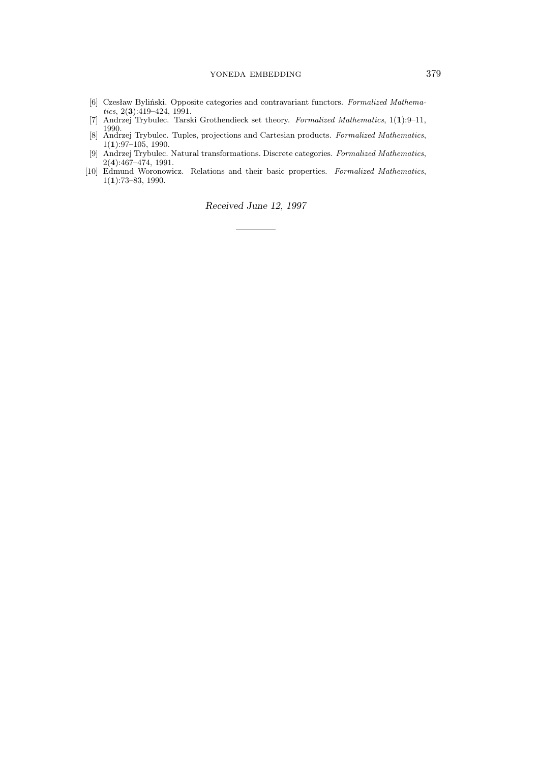[6] Czesław Byliński. Opposite categories and contravariant functors. *Formalized Mathematics*, 2(**3**):419–424, 1991.

[7] Andrzej Trybulec. Tarski Grothendieck set theory. *Formalized Mathematics*, 1(**1**):9–11, 1990.

[8] Andrzej Trybulec. Tuples, projections and Cartesian products. *Formalized Mathematics*, 1(**1**):97–105, 1990.

[9] Andrzej Trybulec. Natural transformations. Discrete categories. *Formalized Mathematics*, 2(**4**):467–474, 1991.

[10] Edmund Woronowicz. Relations and their basic properties. *Formalized Mathematics*, 1(**1**):73–83, 1990.

*Received June 12, 1997*